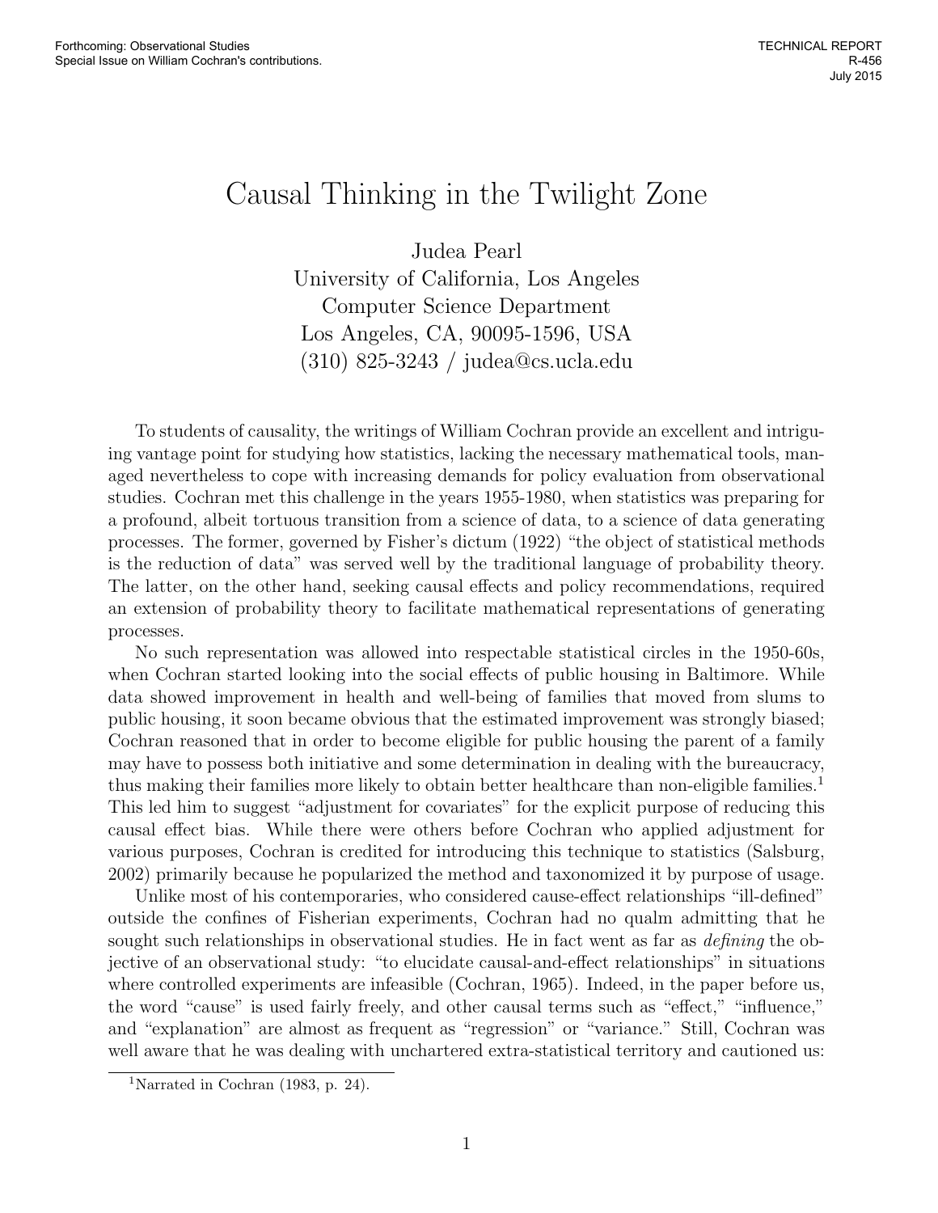Forthcoming: Observational Studies
Special Issue on William Cochran's contributions.

TECHNICAL REPORT
R-456
July 2015

# Causal Thinking in the Twilight Zone

Judea Pearl
University of California, Los Angeles
Computer Science Department
Los Angeles, CA, 90095-1596, USA
(310) 825-3243 / judea@cs.ucla.edu

To students of causality, the writings of William Cochran provide an excellent and intriguing vantage point for studying how statistics, lacking the necessary mathematical tools, managed nevertheless to cope with increasing demands for policy evaluation from observational studies. Cochran met this challenge in the years 1955-1980, when statistics was preparing for a profound, albeit tortuous transition from a science of data, to a science of data generating processes. The former, governed by Fisher's dictum (1922) "the object of statistical methods is the reduction of data" was served well by the traditional language of probability theory. The latter, on the other hand, seeking causal effects and policy recommendations, required an extension of probability theory to facilitate mathematical representations of generating processes.

No such representation was allowed into respectable statistical circles in the 1950-60s, when Cochran started looking into the social effects of public housing in Baltimore. While data showed improvement in health and well-being of families that moved from slums to public housing, it soon became obvious that the estimated improvement was strongly biased; Cochran reasoned that in order to become eligible for public housing the parent of a family may have to possess both initiative and some determination in dealing with the bureaucracy, thus making their families more likely to obtain better healthcare than non-eligible families.[1] This led him to suggest "adjustment for covariates" for the explicit purpose of reducing this causal effect bias. While there were others before Cochran who applied adjustment for various purposes, Cochran is credited for introducing this technique to statistics (Salsburg, 2002) primarily because he popularized the method and taxonomized it by purpose of usage.

Unlike most of his contemporaries, who considered cause-effect relationships "ill-defined" outside the confines of Fisherian experiments, Cochran had no qualm admitting that he sought such relationships in observational studies. He in fact went as far as *defining* the objective of an observational study: "to elucidate causal-and-effect relationships" in situations where controlled experiments are infeasible (Cochran, 1965). Indeed, in the paper before us, the word "cause" is used fairly freely, and other causal terms such as "effect," "influence," and "explanation" are almost as frequent as "regression" or "variance." Still, Cochran was well aware that he was dealing with unchartered extra-statistical territory and cautioned us:

[1] Narrated in Cochran (1983, p. 24).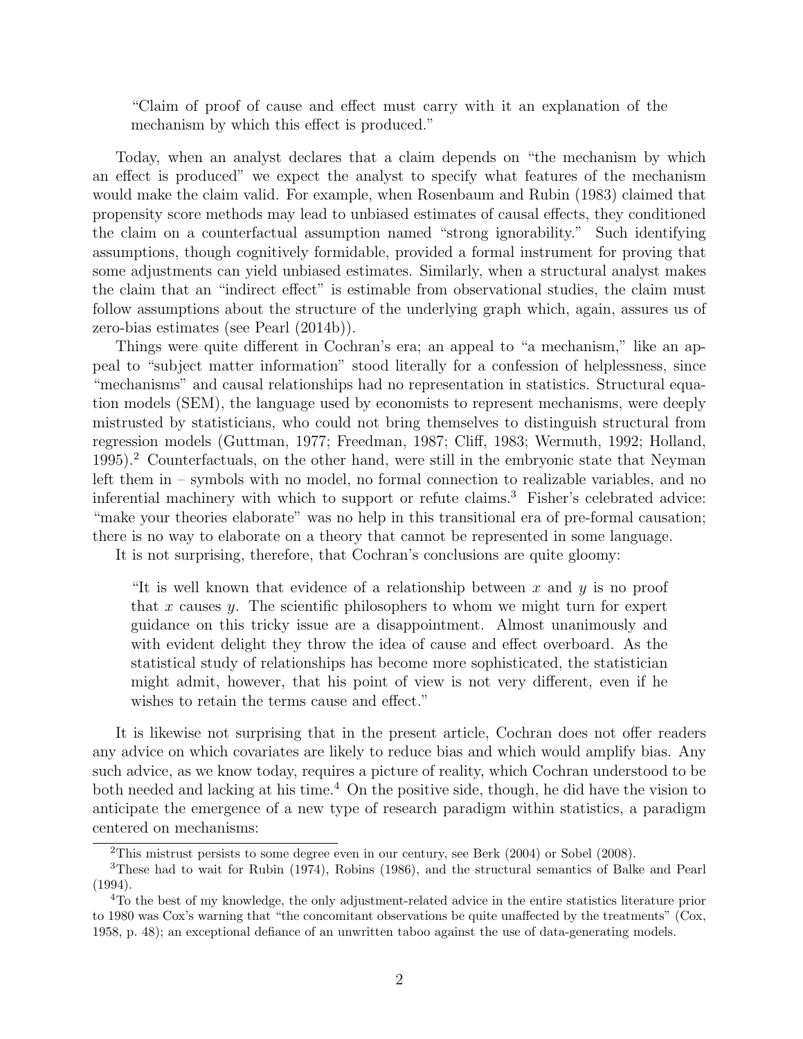> "Claim of proof of cause and effect must carry with it an explanation of the mechanism by which this effect is produced."

Today, when an analyst declares that a claim depends on "the mechanism by which an effect is produced" we expect the analyst to specify what features of the mechanism would make the claim valid. For example, when Rosenbaum and Rubin (1983) claimed that propensity score methods may lead to unbiased estimates of causal effects, they conditioned the claim on a counterfactual assumption named "strong ignorability." Such identifying assumptions, though cognitively formidable, provided a formal instrument for proving that some adjustments can yield unbiased estimates. Similarly, when a structural analyst makes the claim that an "indirect effect" is estimable from observational studies, the claim must follow assumptions about the structure of the underlying graph which, again, assures us of zero-bias estimates (see Pearl (2014b)).

Things were quite different in Cochran's era; an appeal to "a mechanism," like an appeal to "subject matter information" stood literally for a confession of helplessness, since "mechanisms" and causal relationships had no representation in statistics. Structural equation models (SEM), the language used by economists to represent mechanisms, were deeply mistrusted by statisticians, who could not bring themselves to distinguish structural from regression models (Guttman, 1977; Freedman, 1987; Cliff, 1983; Wermuth, 1992; Holland, 1995).[2] Counterfactuals, on the other hand, were still in the embryonic state that Neyman left them in – symbols with no model, no formal connection to realizable variables, and no inferential machinery with which to support or refute claims.[3] Fisher's celebrated advice: "make your theories elaborate" was no help in this transitional era of pre-formal causation; there is no way to elaborate on a theory that cannot be represented in some language.

It is not surprising, therefore, that Cochran's conclusions are quite gloomy:

> "It is well known that evidence of a relationship between $x$ and $y$ is no proof that $x$ causes $y$. The scientific philosophers to whom we might turn for expert guidance on this tricky issue are a disappointment. Almost unanimously and with evident delight they throw the idea of cause and effect overboard. As the statistical study of relationships has become more sophisticated, the statistician might admit, however, that his point of view is not very different, even if he wishes to retain the terms cause and effect."

It is likewise not surprising that in the present article, Cochran does not offer readers any advice on which covariates are likely to reduce bias and which would amplify bias. Any such advice, as we know today, requires a picture of reality, which Cochran understood to be both needed and lacking at his time.[4] On the positive side, though, he did have the vision to anticipate the emergence of a new type of research paradigm within statistics, a paradigm centered on mechanisms:

---

[2] This mistrust persists to some degree even in our century, see Berk (2004) or Sobel (2008).

[3] These had to wait for Rubin (1974), Robins (1986), and the structural semantics of Balke and Pearl (1994).

[4] To the best of my knowledge, the only adjustment-related advice in the entire statistics literature prior to 1980 was Cox's warning that "the concomitant observations be quite unaffected by the treatments" (Cox, 1958, p. 48); an exceptional defiance of an unwritten taboo against the use of data-generating models.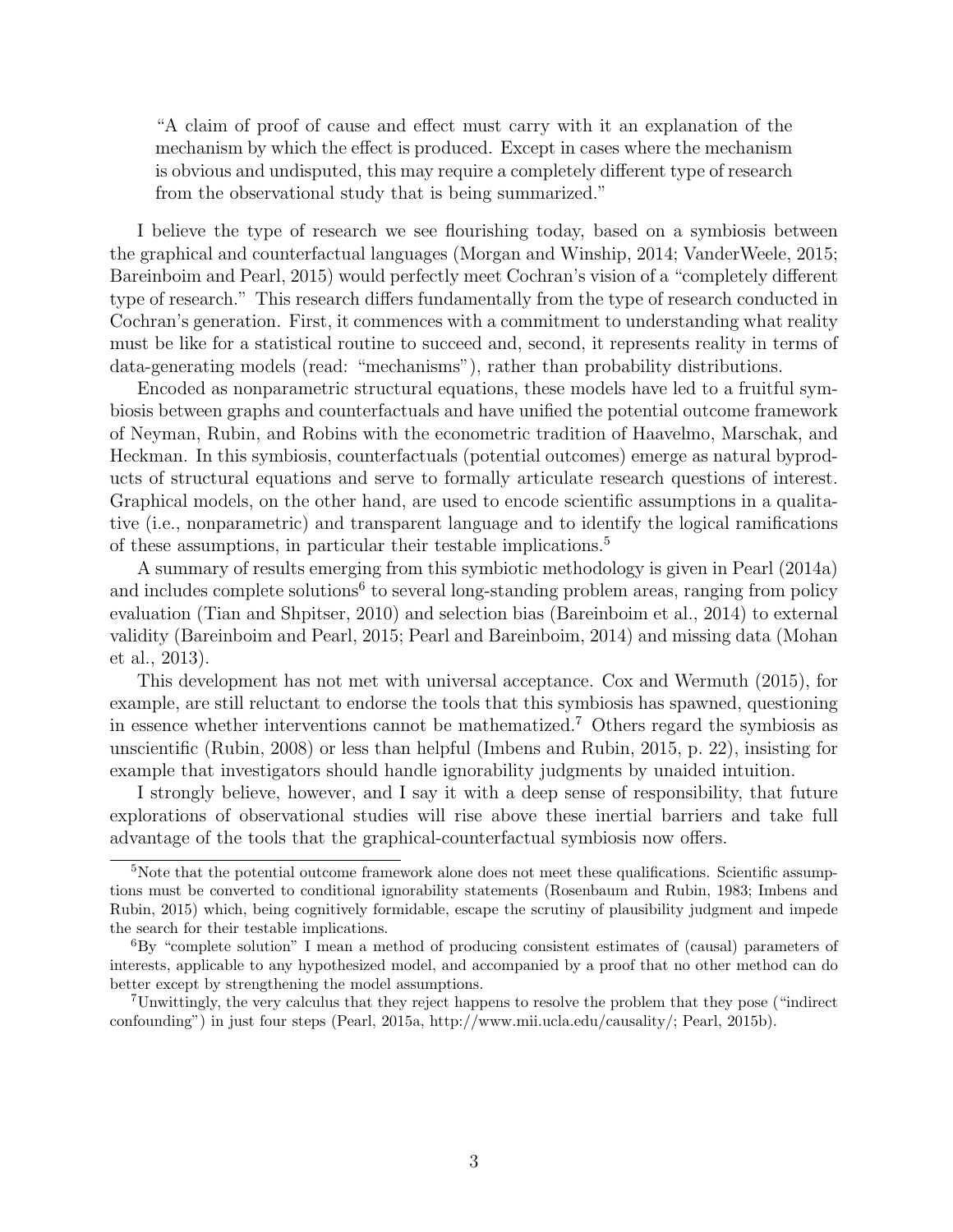> "A claim of proof of cause and effect must carry with it an explanation of the mechanism by which the effect is produced. Except in cases where the mechanism is obvious and undisputed, this may require a completely different type of research from the observational study that is being summarized."

I believe the type of research we see flourishing today, based on a symbiosis between the graphical and counterfactual languages (Morgan and Winship, 2014; VanderWeele, 2015; Bareinboim and Pearl, 2015) would perfectly meet Cochran's vision of a "completely different type of research." This research differs fundamentally from the type of research conducted in Cochran's generation. First, it commences with a commitment to understanding what reality must be like for a statistical routine to succeed and, second, it represents reality in terms of data-generating models (read: "mechanisms"), rather than probability distributions.

Encoded as nonparametric structural equations, these models have led to a fruitful symbiosis between graphs and counterfactuals and have unified the potential outcome framework of Neyman, Rubin, and Robins with the econometric tradition of Haavelmo, Marschak, and Heckman. In this symbiosis, counterfactuals (potential outcomes) emerge as natural byproducts of structural equations and serve to formally articulate research questions of interest. Graphical models, on the other hand, are used to encode scientific assumptions in a qualitative (i.e., nonparametric) and transparent language and to identify the logical ramifications of these assumptions, in particular their testable implications.[5]

A summary of results emerging from this symbiotic methodology is given in Pearl (2014a) and includes complete solutions[6] to several long-standing problem areas, ranging from policy evaluation (Tian and Shpitser, 2010) and selection bias (Bareinboim et al., 2014) to external validity (Bareinboim and Pearl, 2015; Pearl and Bareinboim, 2014) and missing data (Mohan et al., 2013).

This development has not met with universal acceptance. Cox and Wermuth (2015), for example, are still reluctant to endorse the tools that this symbiosis has spawned, questioning in essence whether interventions cannot be mathematized.[7] Others regard the symbiosis as unscientific (Rubin, 2008) or less than helpful (Imbens and Rubin, 2015, p. 22), insisting for example that investigators should handle ignorability judgments by unaided intuition.

I strongly believe, however, and I say it with a deep sense of responsibility, that future explorations of observational studies will rise above these inertial barriers and take full advantage of the tools that the graphical-counterfactual symbiosis now offers.

---

[5] Note that the potential outcome framework alone does not meet these qualifications. Scientific assumptions must be converted to conditional ignorability statements (Rosenbaum and Rubin, 1983; Imbens and Rubin, 2015) which, being cognitively formidable, escape the scrutiny of plausibility judgment and impede the search for their testable implications.

[6] By "complete solution" I mean a method of producing consistent estimates of (causal) parameters of interests, applicable to any hypothesized model, and accompanied by a proof that no other method can do better except by strengthening the model assumptions.

[7] Unwittingly, the very calculus that they reject happens to resolve the problem that they pose ("indirect confounding") in just four steps (Pearl, 2015a, http://www.mii.ucla.edu/causality/; Pearl, 2015b).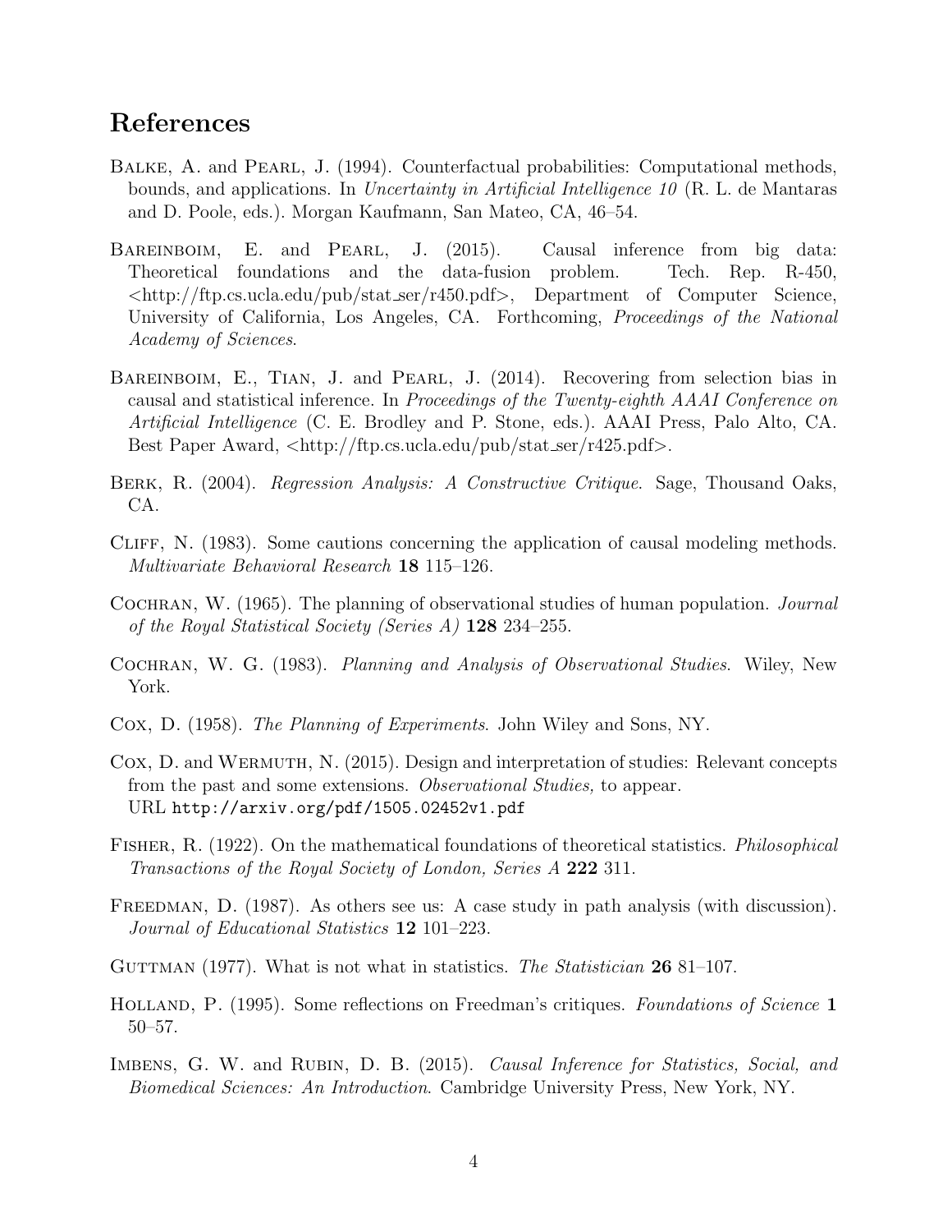## References

Balke, A. and Pearl, J. (1994). Counterfactual probabilities: Computational methods, bounds, and applications. In *Uncertainty in Artificial Intelligence 10* (R. L. de Mantaras and D. Poole, eds.). Morgan Kaufmann, San Mateo, CA, 46–54.

Bareinboim, E. and Pearl, J. (2015). Causal inference from big data: Theoretical foundations and the data-fusion problem. Tech. Rep. R-450, <http://ftp.cs.ucla.edu/pub/stat_ser/r450.pdf>, Department of Computer Science, University of California, Los Angeles, CA. Forthcoming, *Proceedings of the National Academy of Sciences*.

Bareinboim, E., Tian, J. and Pearl, J. (2014). Recovering from selection bias in causal and statistical inference. In *Proceedings of the Twenty-eighth AAAI Conference on Artificial Intelligence* (C. E. Brodley and P. Stone, eds.). AAAI Press, Palo Alto, CA. Best Paper Award, <http://ftp.cs.ucla.edu/pub/stat_ser/r425.pdf>.

Berk, R. (2004). *Regression Analysis: A Constructive Critique*. Sage, Thousand Oaks, CA.

Cliff, N. (1983). Some cautions concerning the application of causal modeling methods. *Multivariate Behavioral Research* **18** 115–126.

Cochran, W. (1965). The planning of observational studies of human population. *Journal of the Royal Statistical Society (Series A)* **128** 234–255.

Cochran, W. G. (1983). *Planning and Analysis of Observational Studies*. Wiley, New York.

Cox, D. (1958). *The Planning of Experiments*. John Wiley and Sons, NY.

Cox, D. and Wermuth, N. (2015). Design and interpretation of studies: Relevant concepts from the past and some extensions. *Observational Studies,* to appear.
URL `http://arxiv.org/pdf/1505.02452v1.pdf`

Fisher, R. (1922). On the mathematical foundations of theoretical statistics. *Philosophical Transactions of the Royal Society of London, Series A* **222** 311.

Freedman, D. (1987). As others see us: A case study in path analysis (with discussion). *Journal of Educational Statistics* **12** 101–223.

Guttman (1977). What is not what in statistics. *The Statistician* **26** 81–107.

Holland, P. (1995). Some reflections on Freedman's critiques. *Foundations of Science* **1** 50–57.

Imbens, G. W. and Rubin, D. B. (2015). *Causal Inference for Statistics, Social, and Biomedical Sciences: An Introduction*. Cambridge University Press, New York, NY.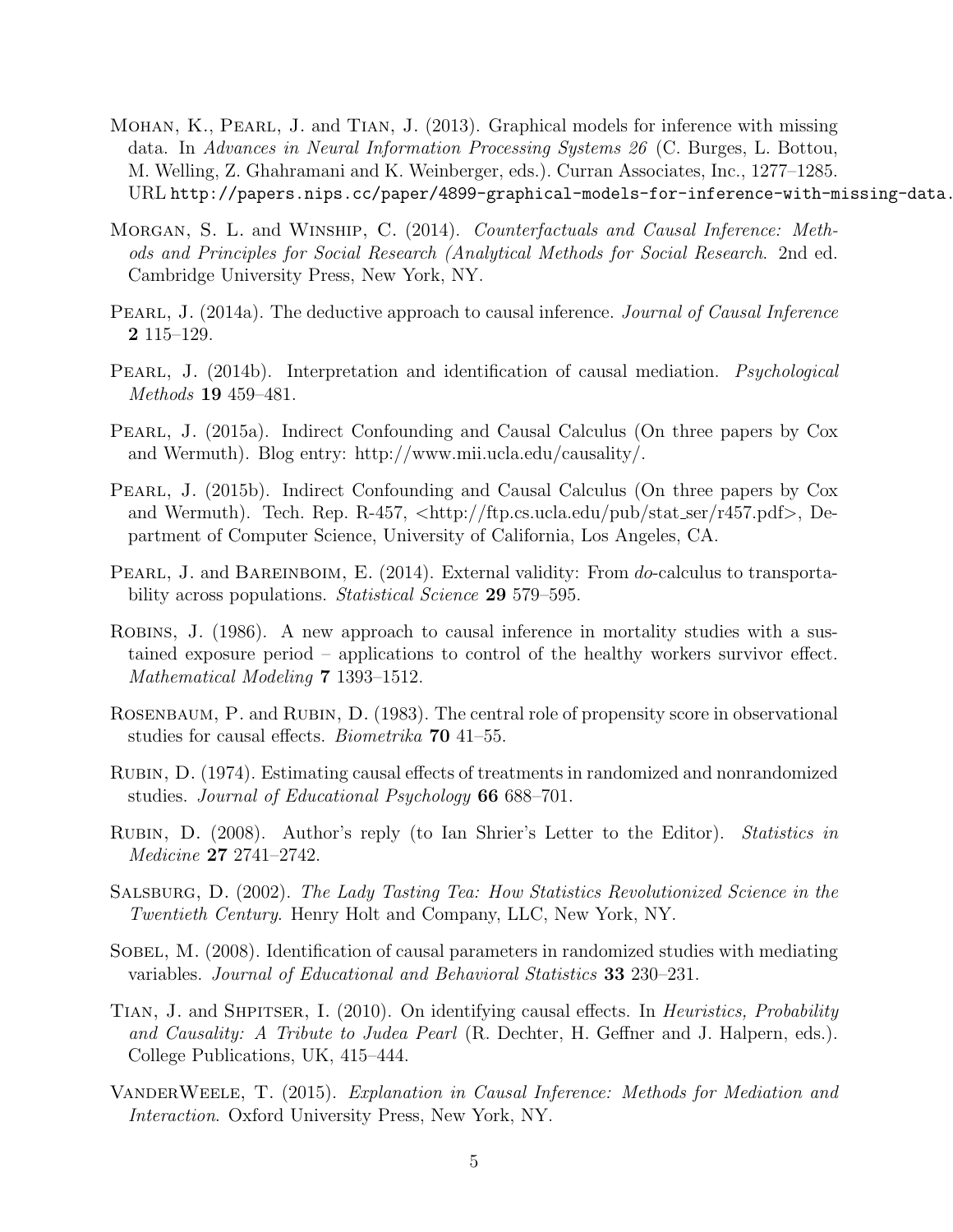Mohan, K., Pearl, J. and Tian, J. (2013). Graphical models for inference with missing data. In *Advances in Neural Information Processing Systems 26* (C. Burges, L. Bottou, M. Welling, Z. Ghahramani and K. Weinberger, eds.). Curran Associates, Inc., 1277–1285. URL `http://papers.nips.cc/paper/4899-graphical-models-for-inference-with-missing-data.`

Morgan, S. L. and Winship, C. (2014). *Counterfactuals and Causal Inference: Methods and Principles for Social Research (Analytical Methods for Social Research*. 2nd ed. Cambridge University Press, New York, NY.

Pearl, J. (2014a). The deductive approach to causal inference. *Journal of Causal Inference* **2** 115–129.

Pearl, J. (2014b). Interpretation and identification of causal mediation. *Psychological Methods* **19** 459–481.

Pearl, J. (2015a). Indirect Confounding and Causal Calculus (On three papers by Cox and Wermuth). Blog entry: http://www.mii.ucla.edu/causality/.

Pearl, J. (2015b). Indirect Confounding and Causal Calculus (On three papers by Cox and Wermuth). Tech. Rep. R-457, <http://ftp.cs.ucla.edu/pub/stat_ser/r457.pdf>, Department of Computer Science, University of California, Los Angeles, CA.

Pearl, J. and Bareinboim, E. (2014). External validity: From *do*-calculus to transportability across populations. *Statistical Science* **29** 579–595.

Robins, J. (1986). A new approach to causal inference in mortality studies with a sustained exposure period – applications to control of the healthy workers survivor effect. *Mathematical Modeling* **7** 1393–1512.

Rosenbaum, P. and Rubin, D. (1983). The central role of propensity score in observational studies for causal effects. *Biometrika* **70** 41–55.

Rubin, D. (1974). Estimating causal effects of treatments in randomized and nonrandomized studies. *Journal of Educational Psychology* **66** 688–701.

Rubin, D. (2008). Author's reply (to Ian Shrier's Letter to the Editor). *Statistics in Medicine* **27** 2741–2742.

Salsburg, D. (2002). *The Lady Tasting Tea: How Statistics Revolutionized Science in the Twentieth Century*. Henry Holt and Company, LLC, New York, NY.

Sobel, M. (2008). Identification of causal parameters in randomized studies with mediating variables. *Journal of Educational and Behavioral Statistics* **33** 230–231.

Tian, J. and Shpitser, I. (2010). On identifying causal effects. In *Heuristics, Probability and Causality: A Tribute to Judea Pearl* (R. Dechter, H. Geffner and J. Halpern, eds.). College Publications, UK, 415–444.

VanderWeele, T. (2015). *Explanation in Causal Inference: Methods for Mediation and Interaction*. Oxford University Press, New York, NY.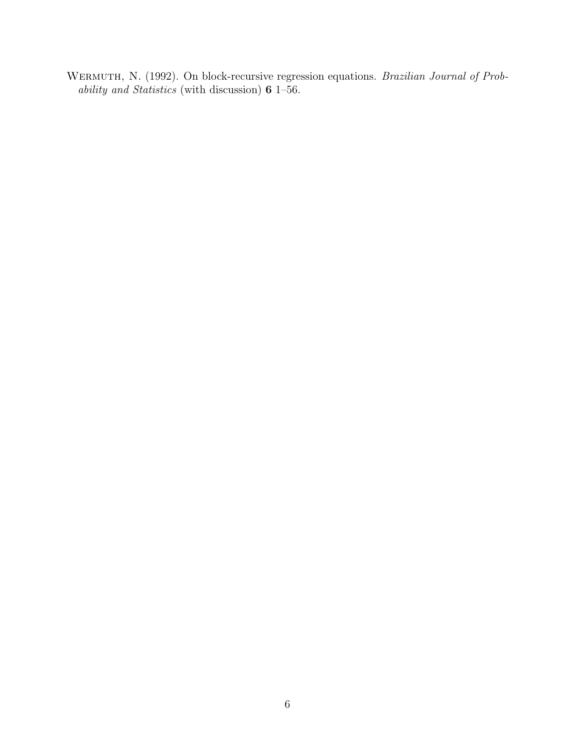Wermuth, N. (1992). On block-recursive regression equations. *Brazilian Journal of Probability and Statistics* (with discussion) **6** 1–56.